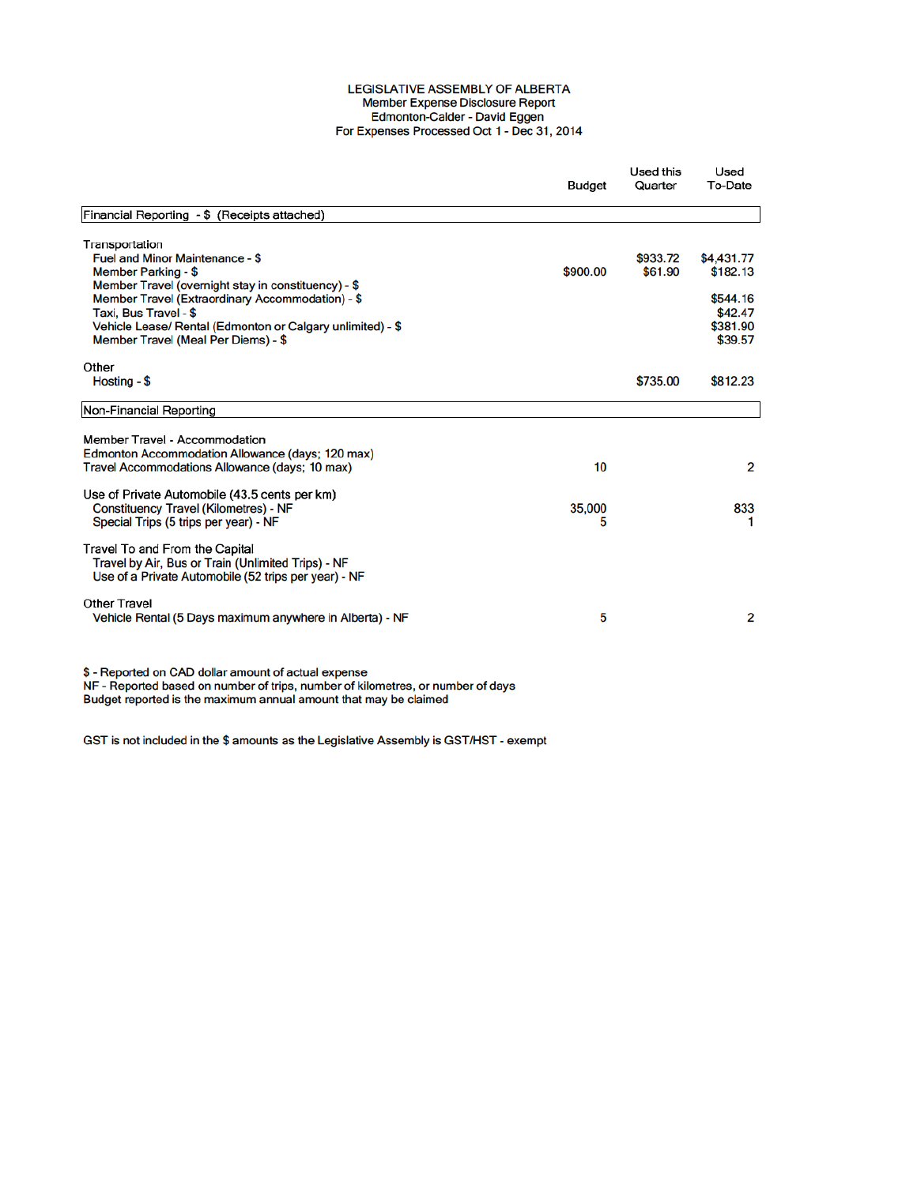LEGISLATIVE ASSEMBLY OF ALBERTA
Member Expense Disclosure Report
Edmonton-Calder - David Eggen
For Expenses Processed Oct 1 - Dec 31, 2014

| | Budget | Used this Quarter | Used To-Date |
|---|---|---|---|
| **Financial Reporting - $ (Receipts attached)** | | | |
| Transportation | | | |
| Fuel and Minor Maintenance - $ | | $933.72 | $4,431.77 |
| Member Parking - $ | $900.00 | $61.90 | $182.13 |
| Member Travel (overnight stay in constituency) - $ | | | |
| Member Travel (Extraordinary Accommodation) - $ | | | $544.16 |
| Taxi, Bus Travel - $ | | | $42.47 |
| Vehicle Lease/ Rental (Edmonton or Calgary unlimited) - $ | | | $381.90 |
| Member Travel (Meal Per Diems) - $ | | | $39.57 |
| Other | | | |
| Hosting - $ | | $735.00 | $812.23 |
| **Non-Financial Reporting** | | | |
| Member Travel - Accommodation | | | |
| Edmonton Accommodation Allowance (days; 120 max) | | | |
| Travel Accommodations Allowance (days; 10 max) | 10 | | 2 |
| Use of Private Automobile (43.5 cents per km) | | | |
| Constituency Travel (Kilometres) - NF | 35,000 | | 833 |
| Special Trips (5 trips per year) - NF | 5 | | 1 |
| Travel To and From the Capital | | | |
| Travel by Air, Bus or Train (Unlimited Trips) - NF | | | |
| Use of a Private Automobile (52 trips per year) - NF | | | |
| Other Travel | | | |
| Vehicle Rental (5 Days maximum anywhere in Alberta) - NF | 5 | | 2 |

$ - Reported on CAD dollar amount of actual expense
NF - Reported based on number of trips, number of kilometres, or number of days
Budget reported is the maximum annual amount that may be claimed

GST is not included in the $ amounts as the Legislative Assembly is GST/HST - exempt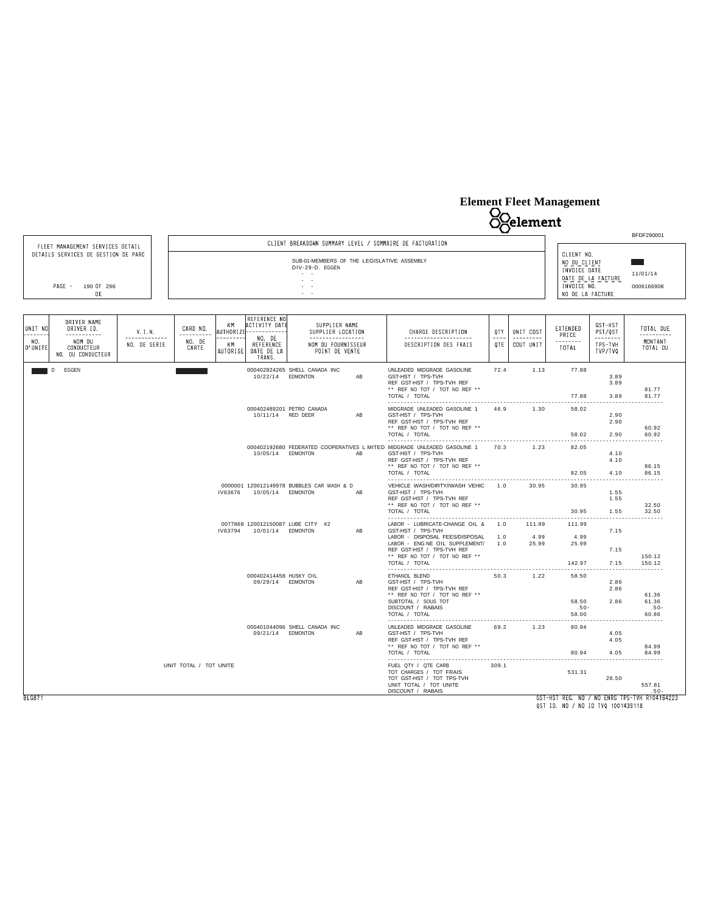# Element Fleet Management

BFDF290001

| FLEET MANAGEMENT SERVICES DETAIL<br>DETAILS SERVICES DE GESTION DE PARC<br><br>PAGE - 190 OF 296<br>DE | CLIENT BREAKDOWN SUMMARY LEVEL / SOMMAIRE DE FACTURATION<br><br>SUB-01-MEMBERS OF THE LEGISLATIVE ASSEMBLY<br>DIV-29-D. EGGEN<br>- -<br>- -<br>- -<br>- - | CLIENT NO.<br>NO DU CLIENT<br>INVOICE DATE<br>DATE DE LA FACTURE 11/01/14<br>INVOICE NO.<br>NO DE LA FACTURE 0006166908 |
|---|---|---|

| UNIT NO / NO. D'UNITE | DRIVER NAME / DRIVER ID. / NOM DU CONDUCTEUR / NO. DU CONDUCTEUR | V.I.N. / NO. DE SERIE | CARD NO. / NO. DE CARTE | KM AUTHORIZE / KM AUTORISE | REFERENCE NO / ACTIVITY DATE / NO. DE REFERENCE / DATE DE LA TRANS. | SUPPLIER NAME / SUPPLIER LOCATION / NOM DU FOURNISSEUR / POINT DE VENTE | CHARGE DESCRIPTION / DESCRIPTION DES FRAIS | QTY / QTE | UNIT COST / COUT UNIT | EXTENDED PRICE / TOTAL | GST-HST PST/QST / TPS-TVH TVP/TVQ | TOTAL DUE / MONTANT TOTAL DU |
|---|---|---|---|---|---|---|---|---|---|---|---|---|
| | D EGGEN | | | | 000402824265 10/22/14 | SHELL CANADA INC EDMONTON AB | UNLEADED MIDGRADE GASOLINE | 72.4 | 1.13 | 77.88 | | |
| | | | | | | | GST-HST / TPS-TVH | | | | 3.89 | |
| | | | | | | | REF GST-HST / TPS-TVH REF | | | | 3.89 | |
| | | | | | | | ** REF NO TOT / TOT NO REF ** | | | | | 81.77 |
| | | | | | | | TOTAL / TOTAL | | | 77.88 | 3.89 | 81.77 |
| | | | | | 000402489201 10/11/14 | PETRO CANADA RED DEER AB | MIDGRADE UNLEADED GASOLINE 1 | 46.9 | 1.30 | 58.02 | | |
| | | | | | | | GST-HST / TPS-TVH | | | | 2.90 | |
| | | | | | | | REF GST-HST / TPS-TVH REF | | | | 2.90 | |
| | | | | | | | ** REF NO TOT / TOT NO REF ** | | | | | 60.92 |
| | | | | | | | TOTAL / TOTAL | | | 58.02 | 2.90 | 60.92 |
| | | | | | 000402192680 10/05/14 | FEDERATED COOPERATIVES L MITED EDMONTON AB | MIDGRADE UNLEADED GASOLINE 1 | 70.3 | 1.23 | 82.05 | | |
| | | | | | | | GST-HST / TPS-TVH | | | | 4.10 | |
| | | | | | | | REF GST-HST / TPS-TVH REF | | | | 4.10 | |
| | | | | | | | ** REF NO TOT / TOT NO REF ** | | | | | 86.15 |
| | | | | | | | TOTAL / TOTAL | | | 82.05 | 4.10 | 86.15 |
| | | | | 0000001 IV63676 | 120012149978 10/05/14 | BUBBLES CAR WASH & D EDMONTON AB | VEHICLE WASH/DIRTY/WASH VEHIC | 1.0 | 30.95 | 30.95 | | |
| | | | | | | | GST-HST / TPS-TVH | | | | 1.55 | |
| | | | | | | | REF GST-HST / TPS-TVH REF | | | | 1.55 | |
| | | | | | | | ** REF NO TOT / TOT NO REF ** | | | | | 32.50 |
| | | | | | | | TOTAL / TOTAL | | | 30.95 | 1.55 | 32.50 |
| | | | | 0077868 IV63794 | 120012150087 10/01/14 | LUBE CITY #2 EDMONTON AB | LABOR - LUBRICATE-CHANGE OIL & | 1.0 | 111.99 | 111.99 | | |
| | | | | | | | GST-HST / TPS-TVH | | | | 7.15 | |
| | | | | | | | LABOR - DISPOSAL FEES/DISPOSAL | 1.0 | 4.99 | 4.99 | | |
| | | | | | | | LABOR - ENG NE OIL SUPPLEMENT/ | 1.0 | 25.99 | 25.99 | | |
| | | | | | | | REF GST-HST / TPS-TVH REF | | | | 7.15 | |
| | | | | | | | ** REF NO TOT / TOT NO REF ** | | | | | 150.12 |
| | | | | | | | TOTAL / TOTAL | | | 142.97 | 7.15 | 150.12 |
| | | | | | 000402414458 09/29/14 | HUSKY OIL EDMONTON AB | ETHANOL BLEND | 50.3 | 1.22 | 58.50 | | |
| | | | | | | | GST-HST / TPS-TVH | | | | 2.86 | |
| | | | | | | | REF GST-HST / TPS-TVH REF | | | | 2.86 | |
| | | | | | | | ** REF NO TOT / TOT NO REF ** | | | | | 61.36 |
| | | | | | | | SUBTOTAL / SOUS TOT | | | 58.50 | 2.86 | 61.36 |
| | | | | | | | DISCOUNT / RABAIS | | | .50- | | .50- |
| | | | | | | | TOTAL / TOTAL | | | 58.00 | | 60.86 |
| | | | | | 000401044096 09/21/14 | SHELL CANADA INC EDMONTON AB | UNLEADED MIDGRADE GASOLINE | 69.2 | 1.23 | 80.94 | | |
| | | | | | | | GST-HST / TPS-TVH | | | | 4.05 | |
| | | | | | | | REF GST-HST / TPS-TVH REF | | | | 4.05 | |
| | | | | | | | ** REF NO TOT / TOT NO REF ** | | | | | 84.99 |
| | | | | | | | TOTAL / TOTAL | | | 80.94 | 4.05 | 84.99 |
| | | | UNIT TOTAL / TOT UNITE | | | | FUEL QTY / QTE CARB | 309.1 | | | | |
| | | | | | | | TOT CHARGES / TOT FRAIS | | | 531.31 | | |
| | | | | | | | TOT GST-HST / TOT TPS-TVH | | | | 26.50 | |
| | | | | | | | UNIT TOTAL / TOT UNITE | | | | | 557.81 |
| | | | | | | | DISCOUNT / RABAIS | | | | | .50- |

BLG871

GST-HST REG. NO / NO ENRG TPS-TVH RT04164223
QST ID. NO / NO ID TVQ 1001439118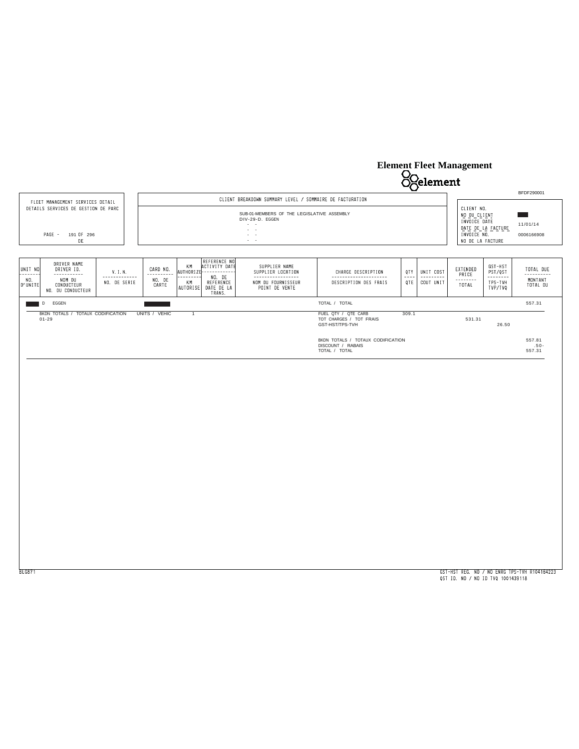# Element Fleet Management

element

BFDF290001

| FLEET MANAGEMENT SERVICES DETAIL<br>DETAILS SERVICES DE GESTION DE PARC | CLIENT BREAKDOWN SUMMARY LEVEL / SOMMAIRE DE FACTURATION | |
|---|---|---|
| PAGE - 191 OF 296<br>DE | SUB-01-MEMBERS OF THE LEGISLATIVE ASSEMBLY<br>DIV-29-D. EGGEN | CLIENT NO. / NO DU CLIENT: <br>INVOICE DATE / DATE DE LA FACTURE: 11/01/14<br>INVOICE NO. / NO DE LA FACTURE: 0006166908 |

| UNIT NO / NO. D'UNITE | DRIVER NAME / DRIVER ID. / NOM DU CONDUCTEUR / NO. DU CONDUCTEUR | V.I.N. / NO. DE SERIE | CARD NO. / NO. DE CARTE | KM AUTHORIZE / KM AUTORISE | REFERENCE NO / ACTIVITY DATE / NO. DE REFERENCE / DATE DE LA TRANS. | SUPPLIER NAME / SUPPLIER LOCATION / NOM DU FOURNISSEUR / POINT DE VENTE | CHARGE DESCRIPTION / DESCRIPTION DES FRAIS | QTY / QTE | UNIT COST / COUT UNIT | EXTENDED PRICE / TOTAL | GST-HST PST/QST / TPS-TVH TVP/TVQ | TOTAL DUE / MONTANT TOTAL DU |
|---|---|---|---|---|---|---|---|---|---|---|---|---|
| | D EGGEN | | | | | | TOTAL / TOTAL | | | | | 557.31 |
| | BKDN TOTALS / TOTAUX CODIFICATION 01-29 | | UNITS / VEHIC | 1 | | | FUEL QTY / QTE CARB | 309.1 | | | | |
| | | | | | | | TOT CHARGES / TOT FRAIS | | | 531.31 | | |
| | | | | | | | GST-HST/TPS-TVH | | | | 26.50 | |
| | | | | | | | BKDN TOTALS / TOTAUX CODIFICATION | | | | | 557.81 |
| | | | | | | | DISCOUNT / RABAIS | | | | | .50- |
| | | | | | | | TOTAL / TOTAL | | | | | 557.31 |

BLG871

GST-HST REG. NO / NO ENRG TPS-TVH R104164223
QST ID. NO / NO ID TVQ 1001439118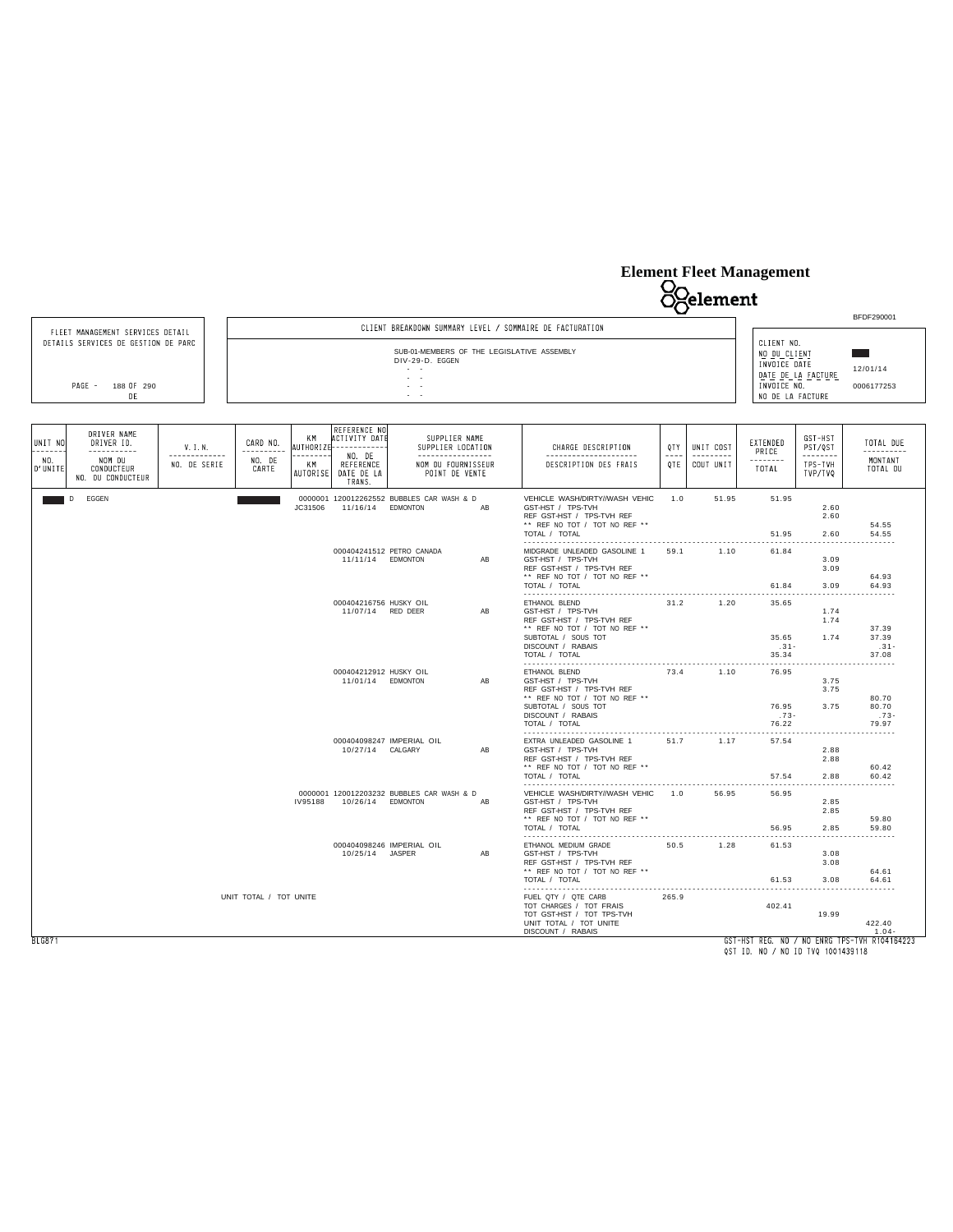# Element Fleet Management

element

BFDF290001

| FLEET MANAGEMENT SERVICES DETAIL<br>DETAILS SERVICES DE GESTION DE PARC | CLIENT BREAKDOWN SUMMARY LEVEL / SOMMAIRE DE FACTURATION | CLIENT NO.<br>NO DU CLIENT | |
|---|---|---|---|
| | SUB-01-MEMBERS OF THE LEGISLATIVE ASSEMBLY<br>DIV-29-D. EGGEN | INVOICE DATE<br>DATE DE LA FACTURE | 12/01/14 |
| PAGE - 188 OF 290<br>DE | | INVOICE NO.<br>NO DE LA FACTURE | 0006177253 |

| UNIT NO / NO. D'UNITE | DRIVER NAME / DRIVER ID. / NOM DU CONDUCTEUR / NO. DU CONDUCTEUR | V.I.N. / NO. DE SERIE | CARD NO. / NO. DE CARTE | KM AUTHORIZE / KM AUTORISE | REFERENCE NO / ACTIVITY DATE / NO. DE REFERENCE / DATE DE LA TRANS. | SUPPLIER NAME / SUPPLIER LOCATION / NOM DU FOURNISSEUR / POINT DE VENTE | | CHARGE DESCRIPTION / DESCRIPTION DES FRAIS | QTY / QTE | UNIT COST / COUT UNIT | EXTENDED PRICE / TOTAL | GST-HST PST/QST / TPS-TVH TVP/TVQ | TOTAL DUE / MONTANT TOTAL DU |
|---|---|---|---|---|---|---|---|---|---|---|---|---|---|
| | D EGGEN | | | 0000001 JC31506 | 120012262552 11/16/14 | BUBBLES CAR WASH & D EDMONTON | AB | VEHICLE WASH/DIRTY//WASH VEHIC | 1.0 | 51.95 | 51.95 | | |
| | | | | | | | | GST-HST / TPS-TVH | | | | 2.60 | |
| | | | | | | | | REF GST-HST / TPS-TVH REF | | | | 2.60 | |
| | | | | | | | | ** REF NO TOT / TOT NO REF ** | | | | | 54.55 |
| | | | | | | | | TOTAL / TOTAL | | | 51.95 | 2.60 | 54.55 |
| | | | | | 000404241512 11/11/14 | PETRO CANADA EDMONTON | AB | MIDGRADE UNLEADED GASOLINE 1 | 59.1 | 1.10 | 61.84 | | |
| | | | | | | | | GST-HST / TPS-TVH | | | | 3.09 | |
| | | | | | | | | REF GST-HST / TPS-TVH REF | | | | 3.09 | |
| | | | | | | | | ** REF NO TOT / TOT NO REF ** | | | | | 64.93 |
| | | | | | | | | TOTAL / TOTAL | | | 61.84 | 3.09 | 64.93 |
| | | | | | 000404216756 11/07/14 | HUSKY OIL RED DEER | AB | ETHANOL BLEND | 31.2 | 1.20 | 35.65 | | |
| | | | | | | | | GST-HST / TPS-TVH | | | | 1.74 | |
| | | | | | | | | REF GST-HST / TPS-TVH REF | | | | 1.74 | |
| | | | | | | | | ** REF NO TOT / TOT NO REF ** | | | | | 37.39 |
| | | | | | | | | SUBTOTAL / SOUS TOT | | | 35.65 | 1.74 | 37.39 |
| | | | | | | | | DISCOUNT / RABAIS | | | .31- | | .31- |
| | | | | | | | | TOTAL / TOTAL | | | 35.34 | | 37.08 |
| | | | | | 000404212912 11/01/14 | HUSKY OIL EDMONTON | AB | ETHANOL BLEND | 73.4 | 1.10 | 76.95 | | |
| | | | | | | | | GST-HST / TPS-TVH | | | | 3.75 | |
| | | | | | | | | REF GST-HST / TPS-TVH REF | | | | 3.75 | |
| | | | | | | | | ** REF NO TOT / TOT NO REF ** | | | | | 80.70 |
| | | | | | | | | SUBTOTAL / SOUS TOT | | | 76.95 | 3.75 | 80.70 |
| | | | | | | | | DISCOUNT / RABAIS | | | .73- | | .73- |
| | | | | | | | | TOTAL / TOTAL | | | 76.22 | | 79.97 |
| | | | | | 000404098247 10/27/14 | IMPERIAL OIL CALGARY | AB | EXTRA UNLEADED GASOLINE 1 | 51.7 | 1.17 | 57.54 | | |
| | | | | | | | | GST-HST / TPS-TVH | | | | 2.88 | |
| | | | | | | | | REF GST-HST / TPS-TVH REF | | | | 2.88 | |
| | | | | | | | | ** REF NO TOT / TOT NO REF ** | | | | | 60.42 |
| | | | | | | | | TOTAL / TOTAL | | | 57.54 | 2.88 | 60.42 |
| | | | | 0000001 IV95188 | 120012203232 10/26/14 | BUBBLES CAR WASH & D EDMONTON | AB | VEHICLE WASH/DIRTY//WASH VEHIC | 1.0 | 56.95 | 56.95 | | |
| | | | | | | | | GST-HST / TPS-TVH | | | | 2.85 | |
| | | | | | | | | REF GST-HST / TPS-TVH REF | | | | 2.85 | |
| | | | | | | | | ** REF NO TOT / TOT NO REF ** | | | | | 59.80 |
| | | | | | | | | TOTAL / TOTAL | | | 56.95 | 2.85 | 59.80 |
| | | | | | 000404098246 10/25/14 | IMPERIAL OIL JASPER | AB | ETHANOL MEDIUM GRADE | 50.5 | 1.28 | 61.53 | | |
| | | | | | | | | GST-HST / TPS-TVH | | | | 3.08 | |
| | | | | | | | | REF GST-HST / TPS-TVH REF | | | | 3.08 | |
| | | | | | | | | ** REF NO TOT / TOT NO REF ** | | | | | 64.61 |
| | | | | | | | | TOTAL / TOTAL | | | 61.53 | 3.08 | 64.61 |
| | | | UNIT TOTAL / TOT UNITE | | | | | FUEL QTY / QTE CARB | 265.9 | | | | |
| | | | | | | | | TOT CHARGES / TOT FRAIS | | | 402.41 | | |
| | | | | | | | | TOT GST-HST / TOT TPS-TVH | | | | 19.99 | |
| | | | | | | | | UNIT TOTAL / TOT UNITE | | | | | 422.40 |
| | | | | | | | | DISCOUNT / RABAIS | | | | | 1.04- |

BLG871

GST-HST REG. NO / NO ENRG TPS-TVH R104164223
QST ID. NO / NO ID TVQ 1001439118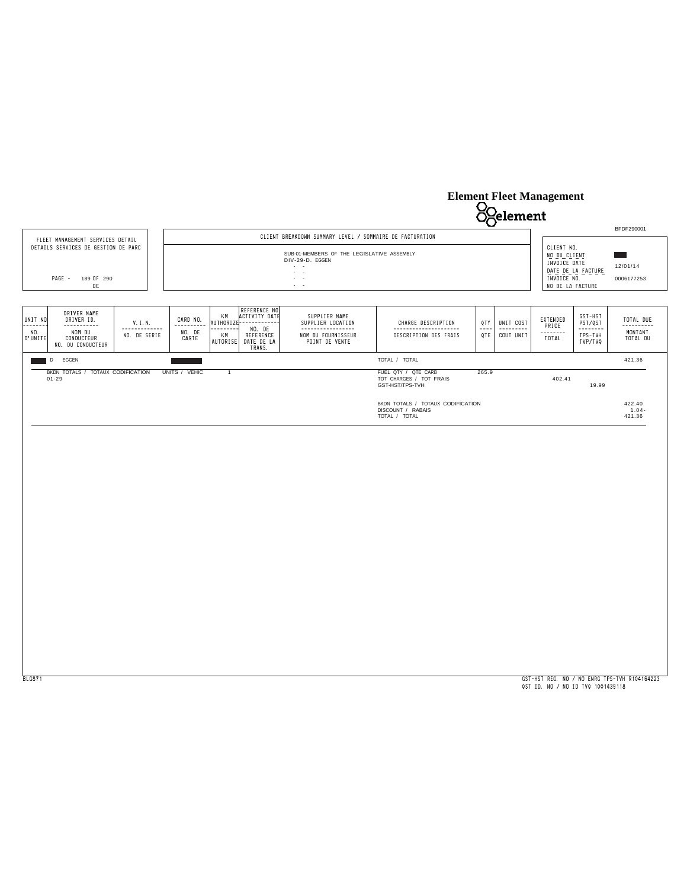# Element Fleet Management

element

BFDF290001

FLEET MANAGEMENT SERVICES DETAIL
DETAILS SERVICES DE GESTION DE PARC

PAGE - 189 OF 290
DE

CLIENT BREAKDOWN SUMMARY LEVEL / SOMMAIRE DE FACTURATION

SUB-01-MEMBERS OF THE LEGISLATIVE ASSEMBLY
DIV-29-D. EGGEN

CLIENT NO. / NO DU CLIENT:
INVOICE DATE / DATE DE LA FACTURE: 12/01/14
INVOICE NO. / NO DE LA FACTURE: 0006177253

| UNIT NO / NO. D'UNITE | DRIVER NAME / DRIVER ID. / NOM DU CONDUCTEUR / NO. DU CONDUCTEUR | V.I.N. / NO. DE SERIE | CARD NO. / NO. DE CARTE | KM AUTHORIZE / KM AUTORISE | REFERENCE NO / ACTIVITY DATE / NO. DE REFERENCE / DATE DE LA TRANS. | SUPPLIER NAME / SUPPLIER LOCATION / NOM DU FOURNISSEUR / POINT DE VENTE | CHARGE DESCRIPTION / DESCRIPTION DES FRAIS | QTY / QTE | UNIT COST / COUT UNIT | EXTENDED PRICE / TOTAL | GST-HST PST/QST / TPS-TVH TVP/TVQ | TOTAL DUE / MONTANT TOTAL DU |
|---|---|---|---|---|---|---|---|---|---|---|---|---|
| | D EGGEN | | | | | | TOTAL / TOTAL | | | | | 421.36 |
| | BKDN TOTALS / TOTAUX CODIFICATION 01-29 | | UNITS / VEHIC | 1 | | | FUEL QTY / QTE CARB | 265.9 | | | | |
| | | | | | | | TOT CHARGES / TOT FRAIS | | | 402.41 | | |
| | | | | | | | GST-HST/TPS-TVH | | | | 19.99 | |
| | | | | | | | BKDN TOTALS / TOTAUX CODIFICATION | | | | | 422.40 |
| | | | | | | | DISCOUNT / RABAIS | | | | | 1.04- |
| | | | | | | | TOTAL / TOTAL | | | | | 421.36 |

BLG871

GST-HST REG. NO / NO ENRG TPS-TVH R104164223
QST ID. NO / NO ID TVQ 1001439118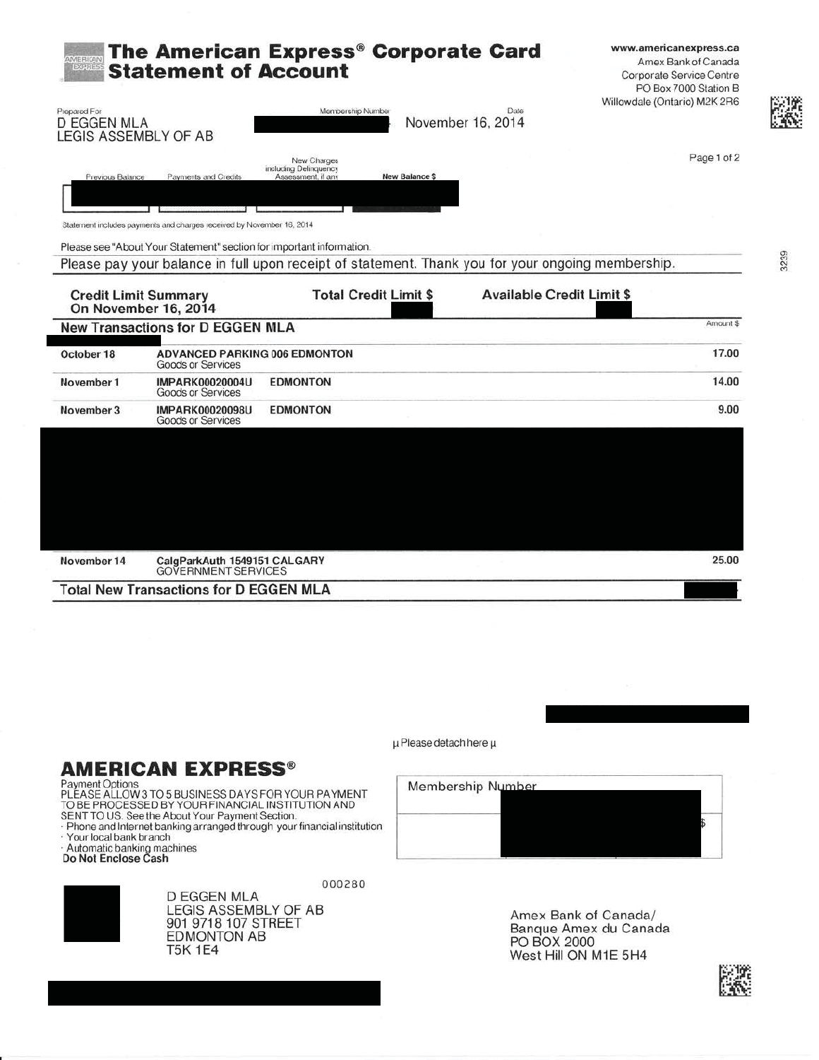# The American Express® Corporate Card Statement of Account

www.americanexpress.ca
Amex Bank of Canada
Corporate Service Centre
PO Box 7000 Station B
Willowdale (Ontario) M2K 2R6

Prepared For
D EGGEN MLA
LEGIS ASSEMBLY OF AB

Membership Number

Date
November 16, 2014

| Previous Balance | Payments and Credits | New Charges including Delinquency Assessment, if any | New Balance $ |
| --- | --- | --- | --- |
| | | | |

Statement includes payments and charges received by November 16, 2014

Please see "About Your Statement" section for important information.

Please pay your balance in full upon receipt of statement. Thank you for your ongoing membership.

| Credit Limit Summary On November 16, 2014 | Total Credit Limit $ | Available Credit Limit $ |
| --- | --- | --- |
| | | |

## New Transactions for D EGGEN MLA

| Date | Description | Amount $ |
| --- | --- | --- |
| October 18 | ADVANCED PARKING 006 EDMONTON<br>Goods or Services | 17.00 |
| November 1 | IMPARK00020004U EDMONTON<br>Goods or Services | 14.00 |
| November 3 | IMPARK00020098U EDMONTON<br>Goods or Services | 9.00 |
| November 14 | CalgParkAuth 1549151 CALGARY<br>GOVERNMENT SERVICES | 25.00 |
| **Total New Transactions for D EGGEN MLA** | | |

µ Please detach here µ

## AMERICAN EXPRESS®

Payment Options
PLEASE ALLOW 3 TO 5 BUSINESS DAYS FOR YOUR PAYMENT TO BE PROCESSED BY YOUR FINANCIAL INSTITUTION AND SENT TO US. See the About Your Payment Section.

- Phone and Internet banking arranged through your financial institution
- Your local bank branch
- Automatic banking machines

**Do Not Enclose Cash**

Membership Number

$

000280

D EGGEN MLA
LEGIS ASSEMBLY OF AB
901 9718 107 STREET
EDMONTON AB
T5K 1E4

Amex Bank of Canada/
Banque Amex du Canada
PO BOX 2000
West Hill ON M1E 5H4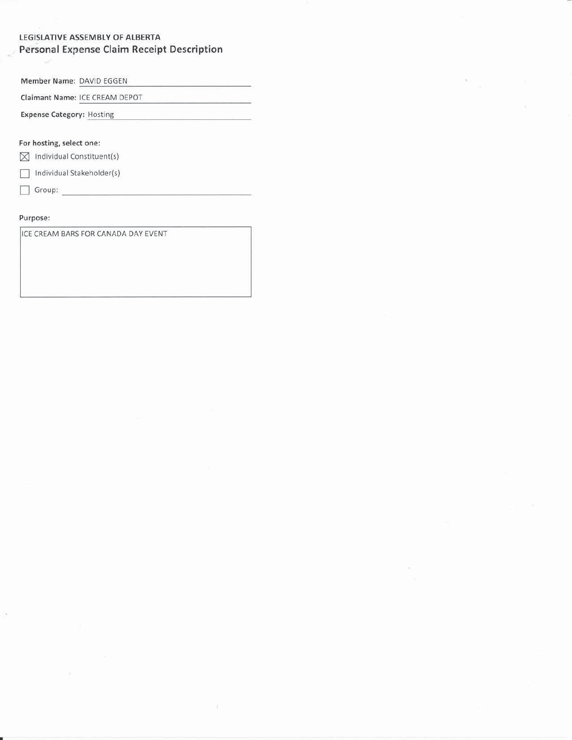LEGISLATIVE ASSEMBLY OF ALBERTA

## Personal Expense Claim Receipt Description

**Member Name:** DAVID EGGEN

**Claimant Name:** ICE CREAM DEPOT

**Expense Category:** Hosting

**For hosting, select one:**

- [x] Individual Constituent(s)
- [ ] Individual Stakeholder(s)
- [ ] Group:

Purpose:

ICE CREAM BARS FOR CANADA DAY EVENT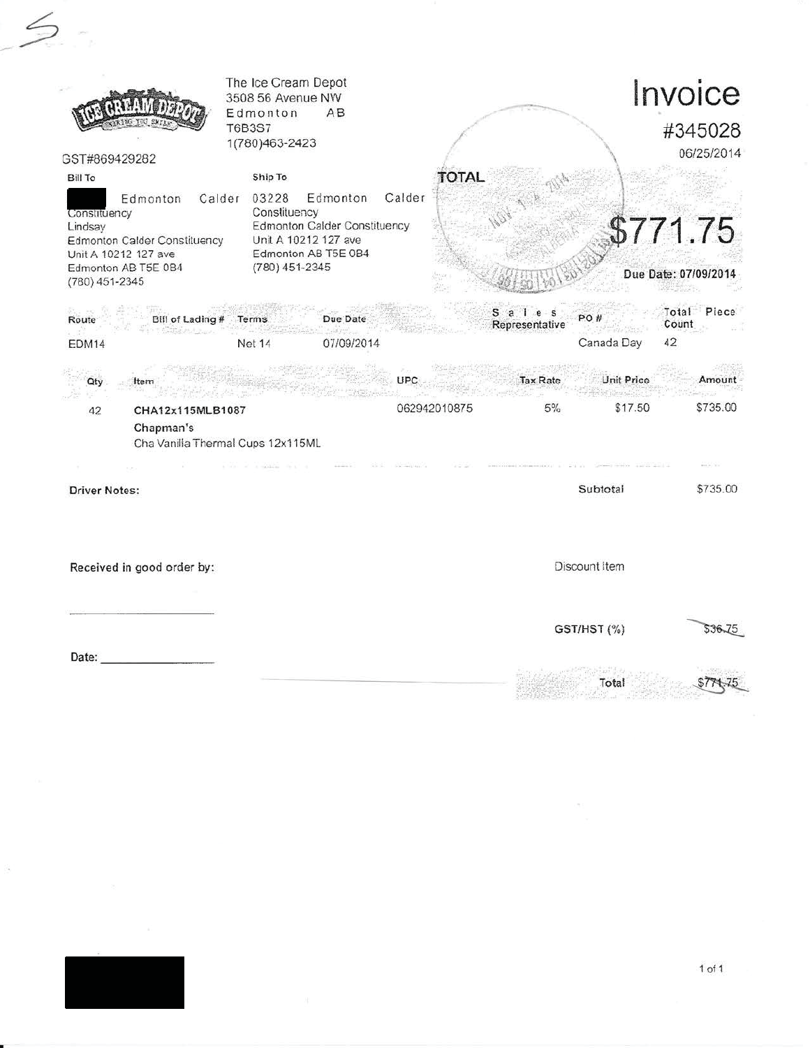S

The Ice Cream Depot
3508 56 Avenue NW
Edmonton AB
T6B3S7
1(780)463-2423

GST#869429282

# Invoice

#345028

06/25/2014

**Bill To**

Edmonton Calder Constituency
Lindsay
Edmonton Calder Constituency
Unit A 10212 127 ave
Edmonton AB T5E 0B4
(780) 451-2345

**Ship To**

03228 Edmonton Calder Constituency
Edmonton Calder Constituency
Unit A 10212 127 ave
Edmonton AB T5E 0B4
(780) 451-2345

**TOTAL**

NOV 14 2014

## $771.75

**Due Date: 07/09/2014**

| Route | Bill of Lading # | Terms | Due Date | Sales Representative | PO # | Total Piece Count |
|---|---|---|---|---|---|---|
| EDM14 | | Net 14 | 07/09/2014 | | Canada Day | 42 |

| Qty | Item | UPC | Tax Rate | Unit Price | Amount |
|---|---|---|---|---|---|
| 42 | **CHA12x115MLB1087**<br>Chapman's<br>Cha Vanilla Thermal Cups 12x115ML | 062942010875 | 5% | $17.50 | $735.00 |

**Driver Notes:**

Subtotal $735.00

**Received in good order by:** ____________________

Discount Item

GST/HST (%) $36.75

**Date:** ____________________

Total $771.75